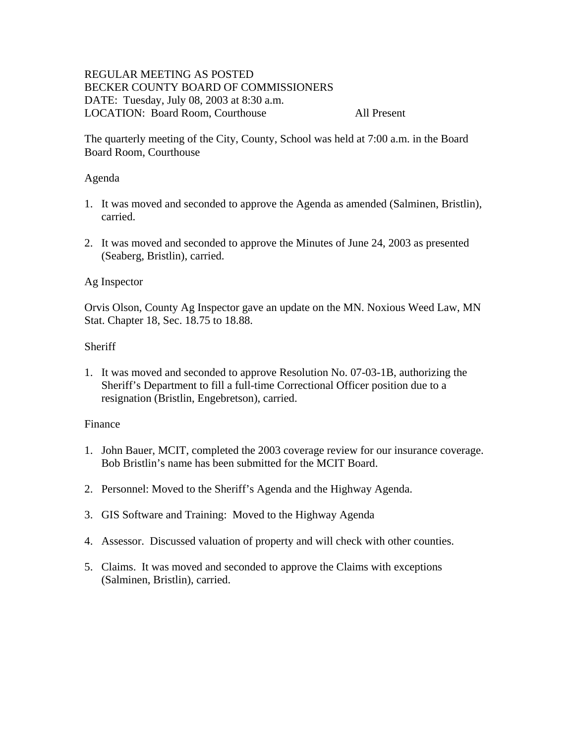REGULAR MEETING AS POSTED
BECKER COUNTY BOARD OF COMMISSIONERS
DATE: Tuesday, July 08, 2003 at 8:30 a.m.
LOCATION: Board Room, Courthouse All Present

The quarterly meeting of the City, County, School was held at 7:00 a.m. in the Board Board Room, Courthouse

Agenda

1. It was moved and seconded to approve the Agenda as amended (Salminen, Bristlin), carried.

2. It was moved and seconded to approve the Minutes of June 24, 2003 as presented (Seaberg, Bristlin), carried.

Ag Inspector

Orvis Olson, County Ag Inspector gave an update on the MN. Noxious Weed Law, MN Stat. Chapter 18, Sec. 18.75 to 18.88.

Sheriff

1. It was moved and seconded to approve Resolution No. 07-03-1B, authorizing the Sheriff's Department to fill a full-time Correctional Officer position due to a resignation (Bristlin, Engebretson), carried.

Finance

1. John Bauer, MCIT, completed the 2003 coverage review for our insurance coverage. Bob Bristlin's name has been submitted for the MCIT Board.

2. Personnel: Moved to the Sheriff's Agenda and the Highway Agenda.

3. GIS Software and Training: Moved to the Highway Agenda

4. Assessor. Discussed valuation of property and will check with other counties.

5. Claims. It was moved and seconded to approve the Claims with exceptions (Salminen, Bristlin), carried.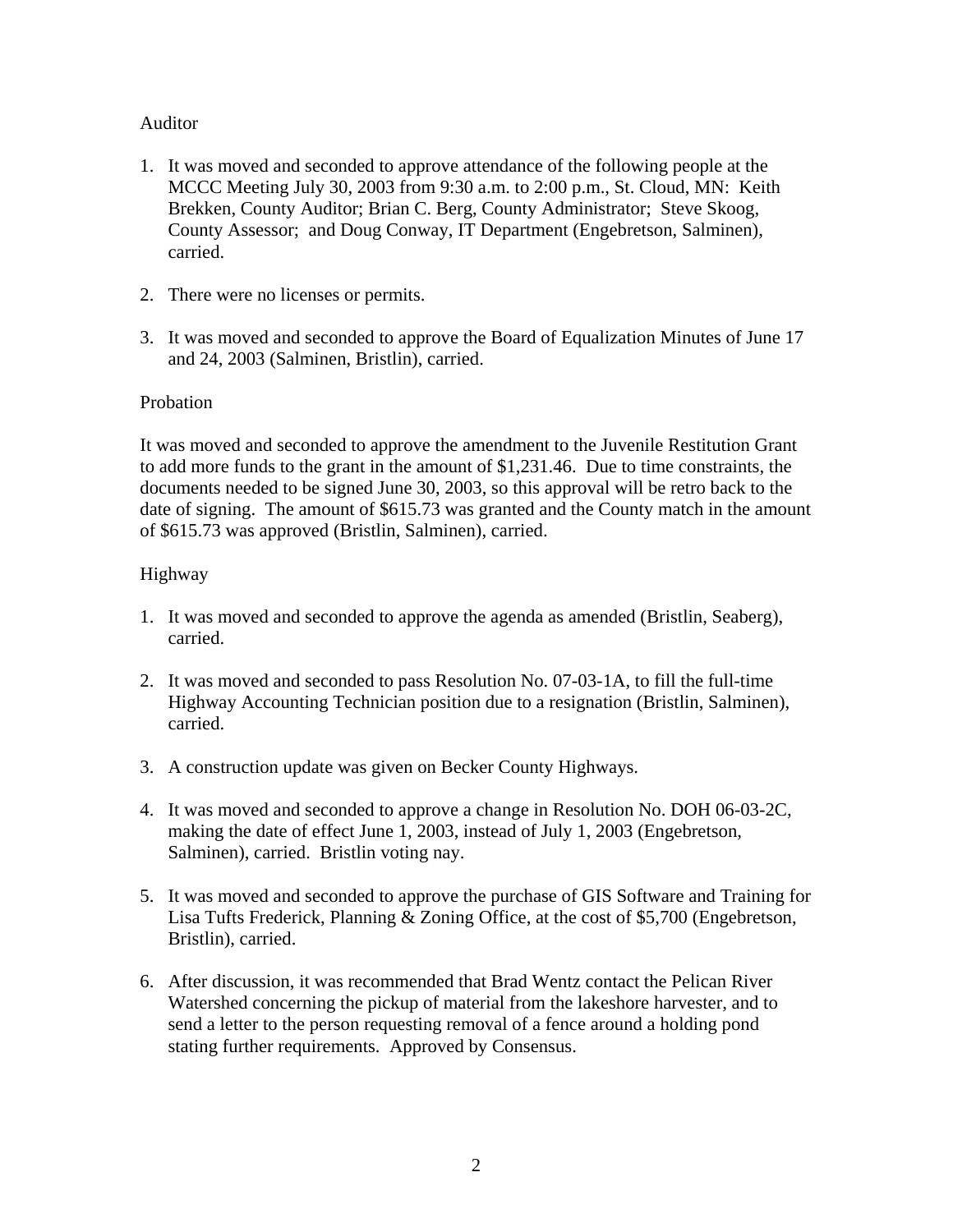## Auditor

1. It was moved and seconded to approve attendance of the following people at the MCCC Meeting July 30, 2003 from 9:30 a.m. to 2:00 p.m., St. Cloud, MN: Keith Brekken, County Auditor; Brian C. Berg, County Administrator; Steve Skoog, County Assessor; and Doug Conway, IT Department (Engebretson, Salminen), carried.

2. There were no licenses or permits.

3. It was moved and seconded to approve the Board of Equalization Minutes of June 17 and 24, 2003 (Salminen, Bristlin), carried.

## Probation

It was moved and seconded to approve the amendment to the Juvenile Restitution Grant to add more funds to the grant in the amount of $1,231.46. Due to time constraints, the documents needed to be signed June 30, 2003, so this approval will be retro back to the date of signing. The amount of $615.73 was granted and the County match in the amount of $615.73 was approved (Bristlin, Salminen), carried.

## Highway

1. It was moved and seconded to approve the agenda as amended (Bristlin, Seaberg), carried.

2. It was moved and seconded to pass Resolution No. 07-03-1A, to fill the full-time Highway Accounting Technician position due to a resignation (Bristlin, Salminen), carried.

3. A construction update was given on Becker County Highways.

4. It was moved and seconded to approve a change in Resolution No. DOH 06-03-2C, making the date of effect June 1, 2003, instead of July 1, 2003 (Engebretson, Salminen), carried. Bristlin voting nay.

5. It was moved and seconded to approve the purchase of GIS Software and Training for Lisa Tufts Frederick, Planning & Zoning Office, at the cost of $5,700 (Engebretson, Bristlin), carried.

6. After discussion, it was recommended that Brad Wentz contact the Pelican River Watershed concerning the pickup of material from the lakeshore harvester, and to send a letter to the person requesting removal of a fence around a holding pond stating further requirements. Approved by Consensus.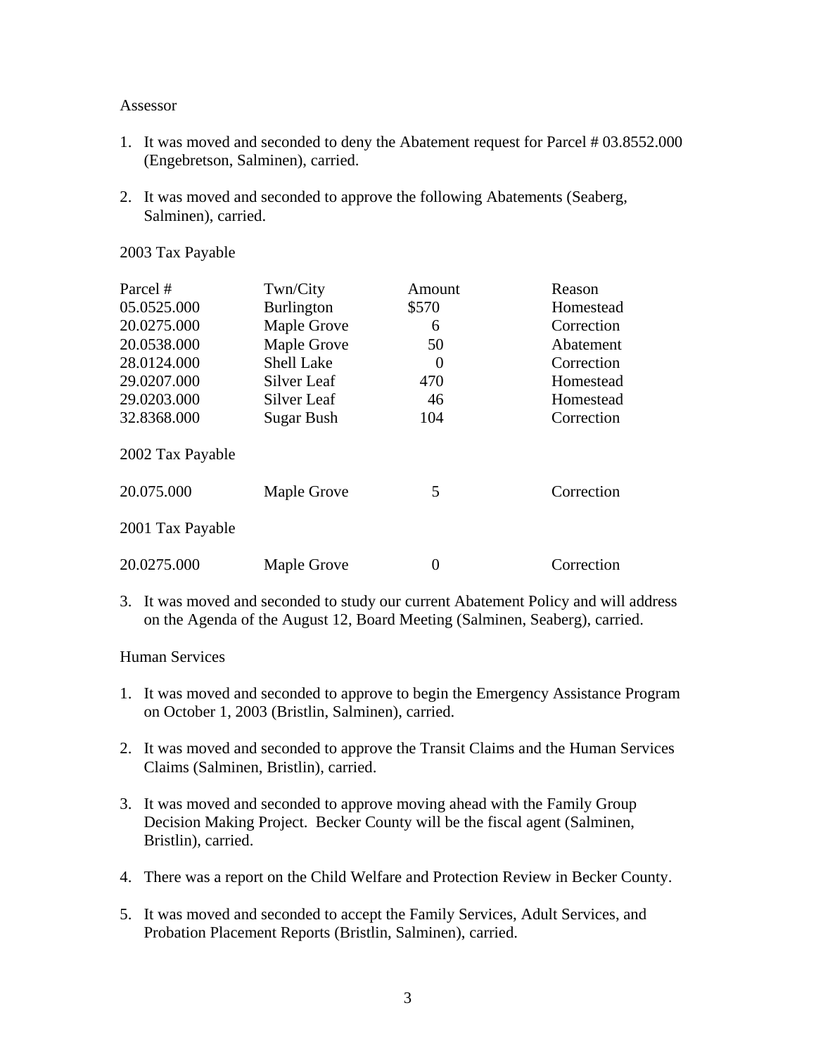Assessor

1. It was moved and seconded to deny the Abatement request for Parcel # 03.8552.000 (Engebretson, Salminen), carried.

2. It was moved and seconded to approve the following Abatements (Seaberg, Salminen), carried.

2003 Tax Payable

| Parcel # | Twn/City | Amount | Reason |
|---|---|---|---|
| 05.0525.000 | Burlington | $570 | Homestead |
| 20.0275.000 | Maple Grove | 6 | Correction |
| 20.0538.000 | Maple Grove | 50 | Abatement |
| 28.0124.000 | Shell Lake | 0 | Correction |
| 29.0207.000 | Silver Leaf | 470 | Homestead |
| 29.0203.000 | Silver Leaf | 46 | Homestead |
| 32.8368.000 | Sugar Bush | 104 | Correction |
| 2002 Tax Payable | | | |
| 20.075.000 | Maple Grove | 5 | Correction |
| 2001 Tax Payable | | | |
| 20.0275.000 | Maple Grove | 0 | Correction |

3. It was moved and seconded to study our current Abatement Policy and will address on the Agenda of the August 12, Board Meeting (Salminen, Seaberg), carried.

Human Services

1. It was moved and seconded to approve to begin the Emergency Assistance Program on October 1, 2003 (Bristlin, Salminen), carried.

2. It was moved and seconded to approve the Transit Claims and the Human Services Claims (Salminen, Bristlin), carried.

3. It was moved and seconded to approve moving ahead with the Family Group Decision Making Project. Becker County will be the fiscal agent (Salminen, Bristlin), carried.

4. There was a report on the Child Welfare and Protection Review in Becker County.

5. It was moved and seconded to accept the Family Services, Adult Services, and Probation Placement Reports (Bristlin, Salminen), carried.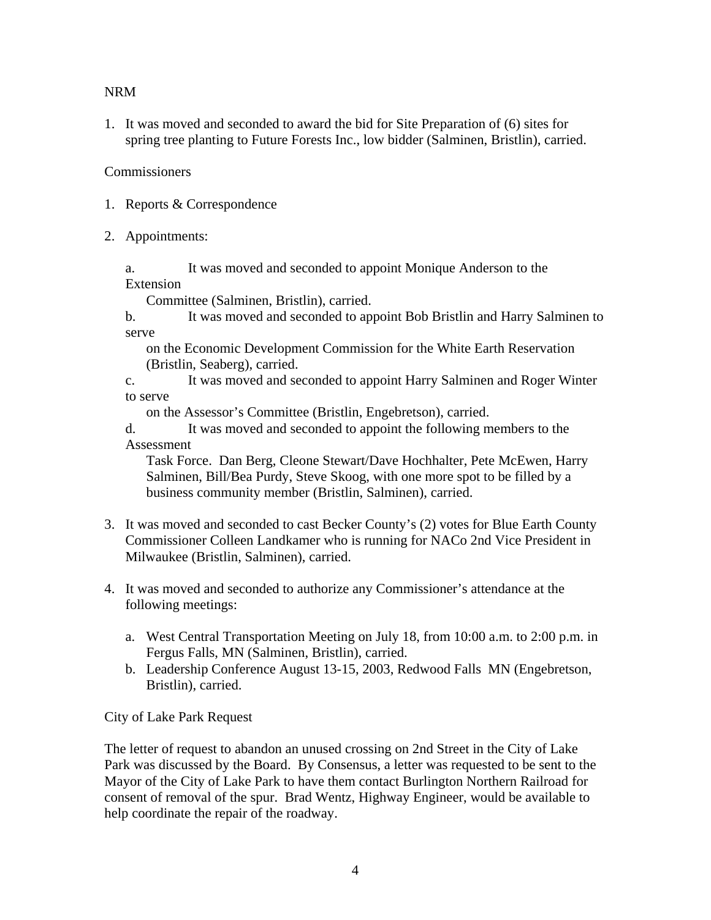NRM

1. It was moved and seconded to award the bid for Site Preparation of (6) sites for spring tree planting to Future Forests Inc., low bidder (Salminen, Bristlin), carried.

Commissioners

1. Reports & Correspondence

2. Appointments:

   a. It was moved and seconded to appoint Monique Anderson to the Extension Committee (Salminen, Bristlin), carried.

   b. It was moved and seconded to appoint Bob Bristlin and Harry Salminen to serve on the Economic Development Commission for the White Earth Reservation (Bristlin, Seaberg), carried.

   c. It was moved and seconded to appoint Harry Salminen and Roger Winter to serve on the Assessor's Committee (Bristlin, Engebretson), carried.

   d. It was moved and seconded to appoint the following members to the Assessment Task Force. Dan Berg, Cleone Stewart/Dave Hochhalter, Pete McEwen, Harry Salminen, Bill/Bea Purdy, Steve Skoog, with one more spot to be filled by a business community member (Bristlin, Salminen), carried.

3. It was moved and seconded to cast Becker County's (2) votes for Blue Earth County Commissioner Colleen Landkamer who is running for NACo 2nd Vice President in Milwaukee (Bristlin, Salminen), carried.

4. It was moved and seconded to authorize any Commissioner's attendance at the following meetings:

   a. West Central Transportation Meeting on July 18, from 10:00 a.m. to 2:00 p.m. in Fergus Falls, MN (Salminen, Bristlin), carried.
   b. Leadership Conference August 13-15, 2003, Redwood Falls MN (Engebretson, Bristlin), carried.

City of Lake Park Request

The letter of request to abandon an unused crossing on 2nd Street in the City of Lake Park was discussed by the Board. By Consensus, a letter was requested to be sent to the Mayor of the City of Lake Park to have them contact Burlington Northern Railroad for consent of removal of the spur. Brad Wentz, Highway Engineer, would be available to help coordinate the repair of the roadway.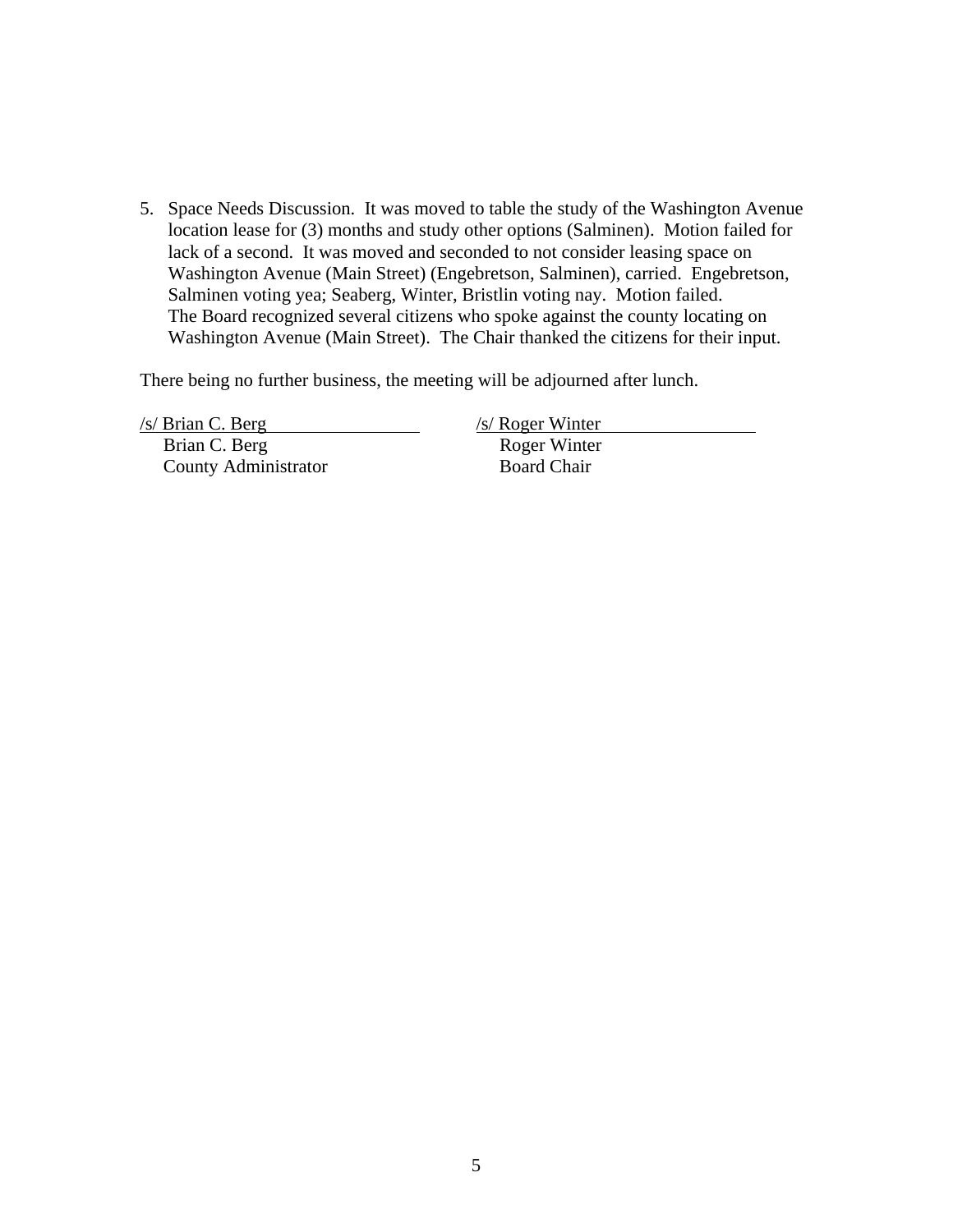5. Space Needs Discussion. It was moved to table the study of the Washington Avenue location lease for (3) months and study other options (Salminen). Motion failed for lack of a second. It was moved and seconded to not consider leasing space on Washington Avenue (Main Street) (Engebretson, Salminen), carried. Engebretson, Salminen voting yea; Seaberg, Winter, Bristlin voting nay. Motion failed. The Board recognized several citizens who spoke against the county locating on Washington Avenue (Main Street). The Chair thanked the citizens for their input.

There being no further business, the meeting will be adjourned after lunch.

/s/ Brian C. Berg
Brian C. Berg
County Administrator

/s/ Roger Winter
Roger Winter
Board Chair